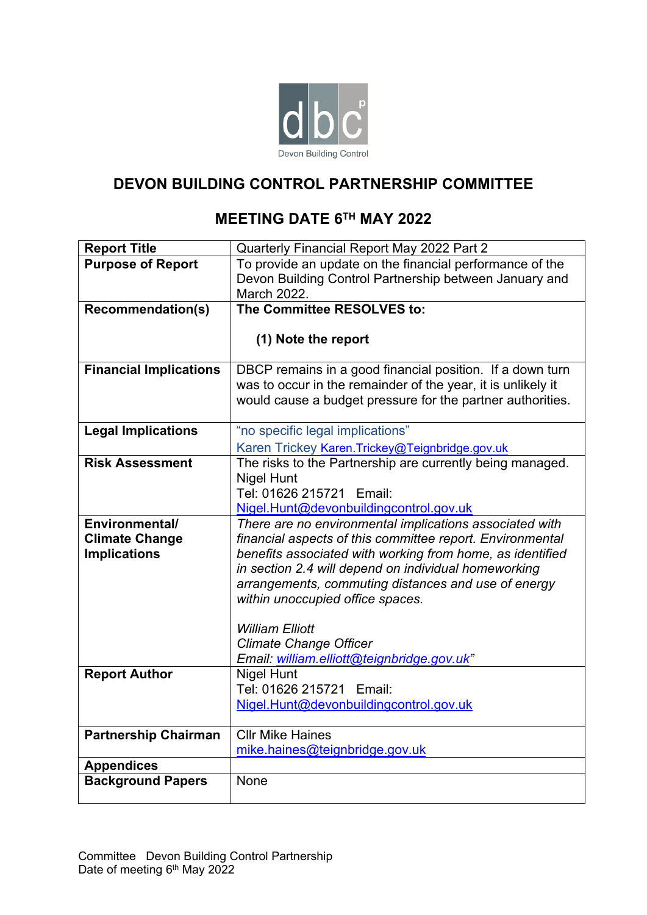Devon Building Control

# DEVON BUILDING CONTROL PARTNERSHIP COMMITTEE

## MEETING DATE 6TH MAY 2022

| **Report Title** | Quarterly Financial Report May 2022 Part 2 |
|---|---|
| **Purpose of Report** | To provide an update on the financial performance of the Devon Building Control Partnership between January and March 2022. |
| **Recommendation(s)** | **The Committee RESOLVES to:** <br><br> **(1) Note the report** |
| **Financial Implications** | DBCP remains in a good financial position. If a down turn was to occur in the remainder of the year, it is unlikely it would cause a budget pressure for the partner authorities. |
| **Legal Implications** | "no specific legal implications" <br> Karen Trickey Karen.Trickey@Teignbridge.gov.uk |
| **Risk Assessment** | The risks to the Partnership are currently being managed. <br> Nigel Hunt <br> Tel: 01626 215721 Email: <br> Nigel.Hunt@devonbuildingcontrol.gov.uk |
| **Environmental/ Climate Change Implications** | *There are no environmental implications associated with financial aspects of this committee report. Environmental benefits associated with working from home, as identified in section 2.4 will depend on individual homeworking arrangements, commuting distances and use of energy within unoccupied office spaces.* <br><br> *William Elliott* <br> *Climate Change Officer* <br> *Email: william.elliott@teignbridge.gov.uk"* |
| **Report Author** | Nigel Hunt <br> Tel: 01626 215721 Email: <br> Nigel.Hunt@devonbuildingcontrol.gov.uk |
| **Partnership Chairman** | Cllr Mike Haines <br> mike.haines@teignbridge.gov.uk |
| **Appendices** | |
| **Background Papers** | None |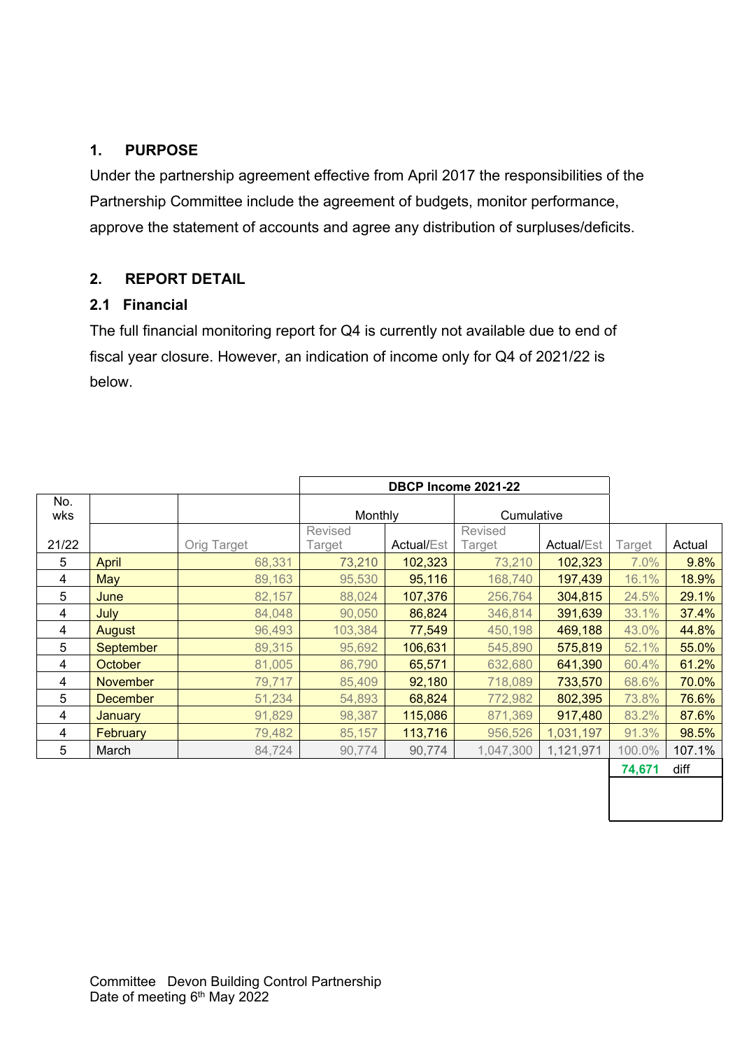## 1. PURPOSE

Under the partnership agreement effective from April 2017 the responsibilities of the Partnership Committee include the agreement of budgets, monitor performance, approve the statement of accounts and agree any distribution of surpluses/deficits.

## 2. REPORT DETAIL

### 2.1 Financial

The full financial monitoring report for Q4 is currently not available due to end of fiscal year closure. However, an indication of income only for Q4 of 2021/22 is below.

| No. wks | | | DBCP Income 2021-22 | | | | | |
|---|---|---|---|---|---|---|---|---|
| | | | Monthly | | Cumulative | | | |
| 21/22 | | Orig Target | Revised Target | Actual/Est | Revised Target | Actual/Est | Target | Actual |
| 5 | April | 68,331 | 73,210 | 102,323 | 73,210 | 102,323 | 7.0% | 9.8% |
| 4 | May | 89,163 | 95,530 | 95,116 | 168,740 | 197,439 | 16.1% | 18.9% |
| 5 | June | 82,157 | 88,024 | 107,376 | 256,764 | 304,815 | 24.5% | 29.1% |
| 4 | July | 84,048 | 90,050 | 86,824 | 346,814 | 391,639 | 33.1% | 37.4% |
| 4 | August | 96,493 | 103,384 | 77,549 | 450,198 | 469,188 | 43.0% | 44.8% |
| 5 | September | 89,315 | 95,692 | 106,631 | 545,890 | 575,819 | 52.1% | 55.0% |
| 4 | October | 81,005 | 86,790 | 65,571 | 632,680 | 641,390 | 60.4% | 61.2% |
| 4 | November | 79,717 | 85,409 | 92,180 | 718,089 | 733,570 | 68.6% | 70.0% |
| 5 | December | 51,234 | 54,893 | 68,824 | 772,982 | 802,395 | 73.8% | 76.6% |
| 4 | January | 91,829 | 98,387 | 115,086 | 871,369 | 917,480 | 83.2% | 87.6% |
| 4 | February | 79,482 | 85,157 | 113,716 | 956,526 | 1,031,197 | 91.3% | 98.5% |
| 5 | March | 84,724 | 90,774 | 90,774 | 1,047,300 | 1,121,971 | 100.0% | 107.1% |
| | | | | | | | 74,671 | diff |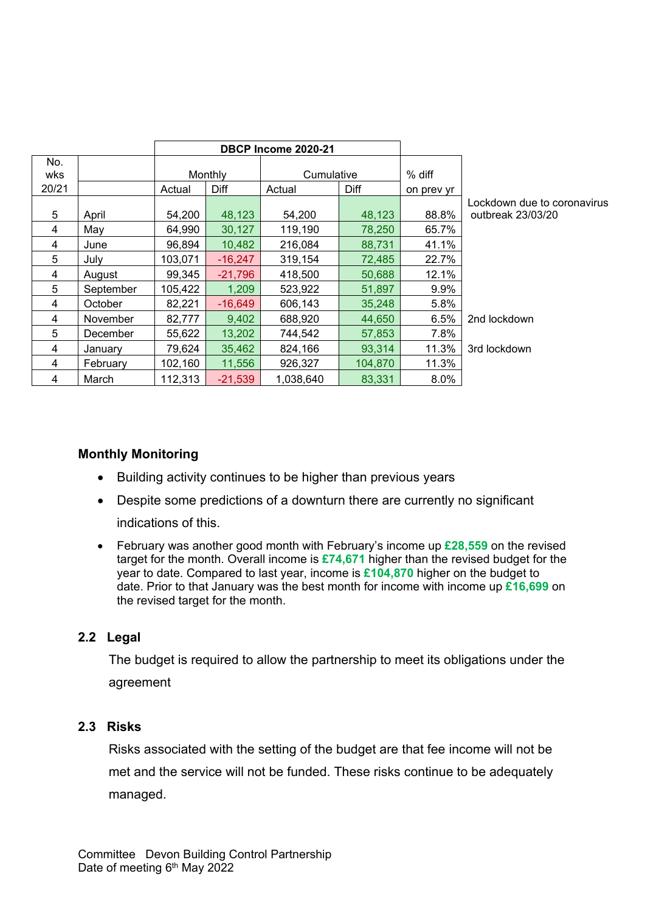| No. wks 20/21 | | DBCP Income 2020-21 | | | | | |
|---|---|---|---|---|---|---|---|
| | | Monthly | | Cumulative | | % diff | |
| | | Actual | Diff | Actual | Diff | on prev yr | |
| 5 | April | 54,200 | 48,123 | 54,200 | 48,123 | 88.8% | Lockdown due to coronavirus outbreak 23/03/20 |
| 4 | May | 64,990 | 30,127 | 119,190 | 78,250 | 65.7% | |
| 4 | June | 96,894 | 10,482 | 216,084 | 88,731 | 41.1% | |
| 5 | July | 103,071 | -16,247 | 319,154 | 72,485 | 22.7% | |
| 4 | August | 99,345 | -21,796 | 418,500 | 50,688 | 12.1% | |
| 5 | September | 105,422 | 1,209 | 523,922 | 51,897 | 9.9% | |
| 4 | October | 82,221 | -16,649 | 606,143 | 35,248 | 5.8% | |
| 4 | November | 82,777 | 9,402 | 688,920 | 44,650 | 6.5% | 2nd lockdown |
| 5 | December | 55,622 | 13,202 | 744,542 | 57,853 | 7.8% | |
| 4 | January | 79,624 | 35,462 | 824,166 | 93,314 | 11.3% | 3rd lockdown |
| 4 | February | 102,160 | 11,556 | 926,327 | 104,870 | 11.3% | |
| 4 | March | 112,313 | -21,539 | 1,038,640 | 83,331 | 8.0% | |

**Monthly Monitoring**

- Building activity continues to be higher than previous years
- Despite some predictions of a downturn there are currently no significant indications of this.
- February was another good month with February's income up **£28,559** on the revised target for the month. Overall income is **£74,671** higher than the revised budget for the year to date. Compared to last year, income is **£104,870** higher on the budget to date. Prior to that January was the best month for income with income up **£16,699** on the revised target for the month.

### 2.2 Legal

The budget is required to allow the partnership to meet its obligations under the agreement

### 2.3 Risks

Risks associated with the setting of the budget are that fee income will not be met and the service will not be funded. These risks continue to be adequately managed.

Committee Devon Building Control Partnership
Date of meeting 6th May 2022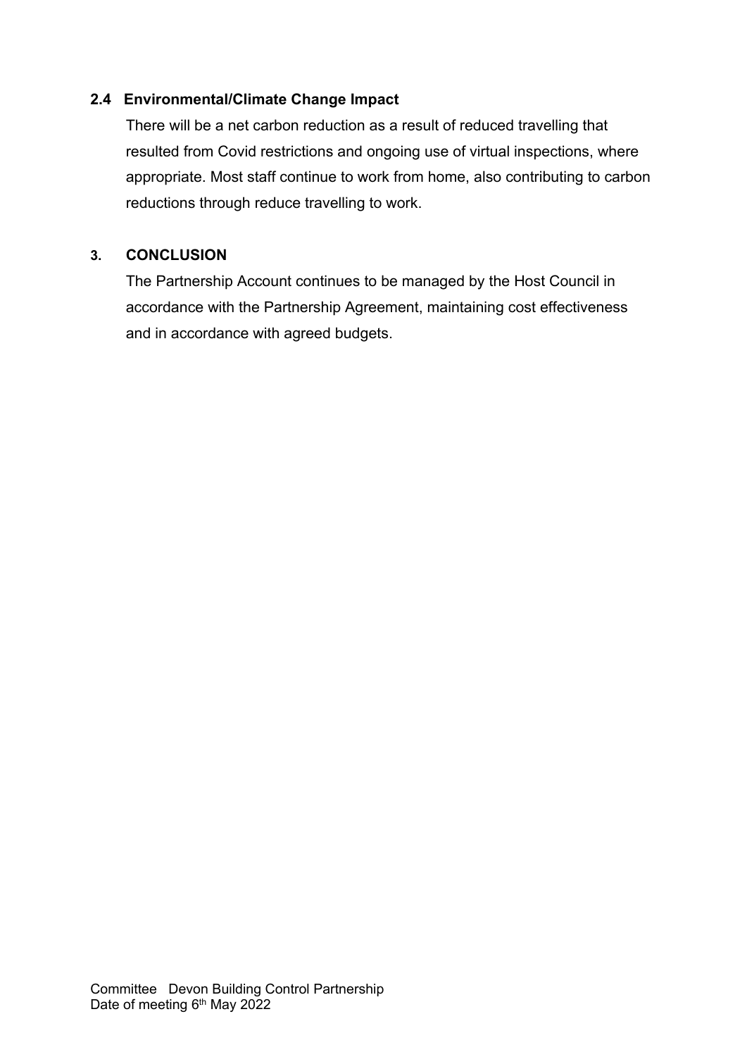### 2.4 Environmental/Climate Change Impact

There will be a net carbon reduction as a result of reduced travelling that resulted from Covid restrictions and ongoing use of virtual inspections, where appropriate. Most staff continue to work from home, also contributing to carbon reductions through reduce travelling to work.

## 3. CONCLUSION

The Partnership Account continues to be managed by the Host Council in accordance with the Partnership Agreement, maintaining cost effectiveness and in accordance with agreed budgets.